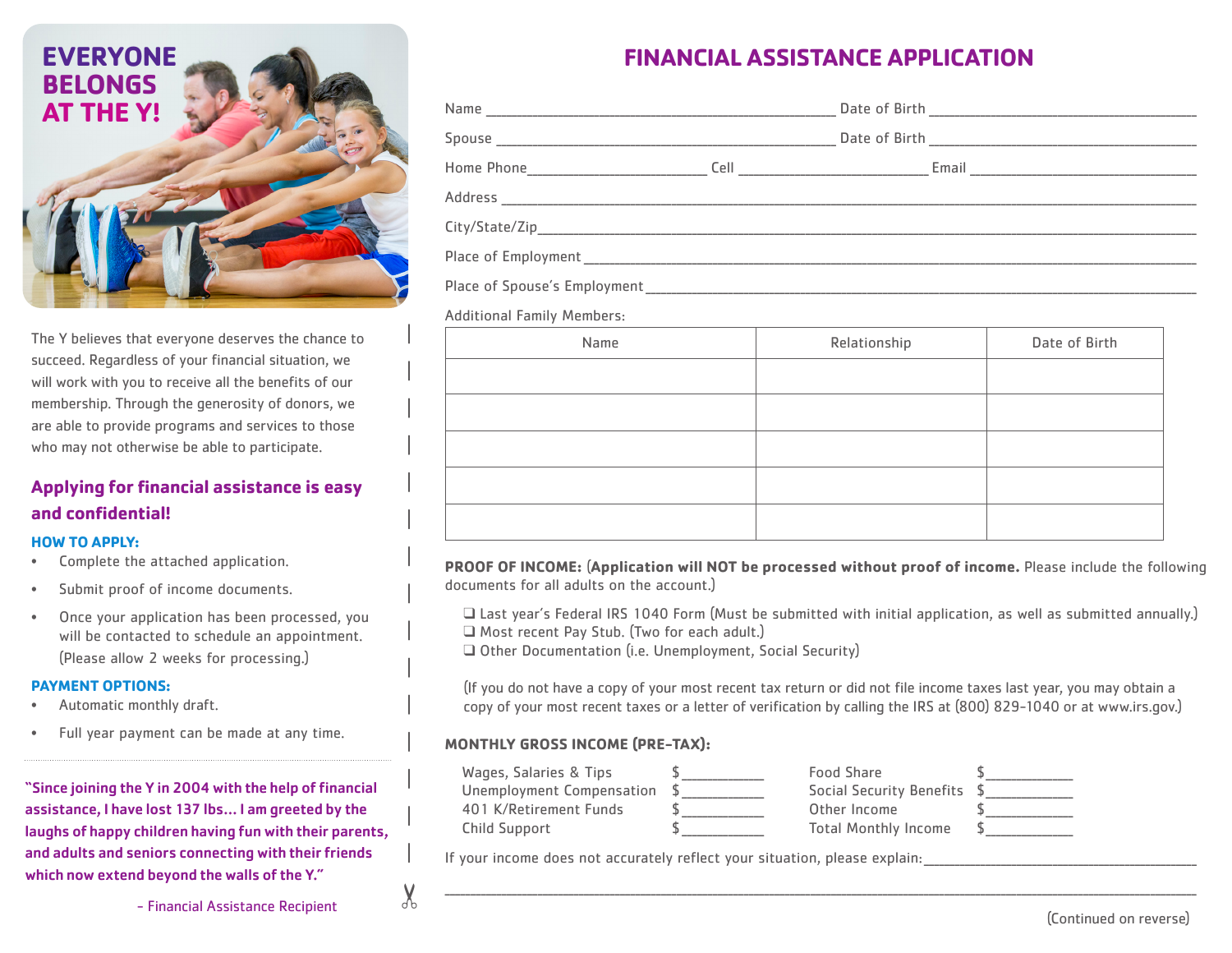# EVERYONE BELONGS AT THE Y!

The Y believes that everyone deserves the chance to succeed. Regardless of your financial situation, we will work with you to receive all the benefits of our membership. Through the generosity of donors, we are able to provide programs and services to those who may not otherwise be able to participate.

## Applying for financial assistance is easy and confidential!

### HOW TO APPLY:

- Complete the attached application.
- Submit proof of income documents.
- Once your application has been processed, you will be contacted to schedule an appointment. (Please allow 2 weeks for processing.)

### PAYMENT OPTIONS:

- Automatic monthly draft.
- Full year payment can be made at any time.

**"Since joining the Y in 2004 with the help of financial assistance, I have lost 137 lbs… I am greeted by the laughs of happy children having fun with their parents, and adults and seniors connecting with their friends which now extend beyond the walls of the Y."**

- Financial Assistance Recipient

# FINANCIAL ASSISTANCE APPLICATION

Name ______________________ Date of Birth ______________________

Spouse ______________________ Date of Birth ______________________

Home Phone______________ Cell ______________ Email ______________

Address ______________________________________________

City/State/Zip______________________________________________

Place of Employment ______________________________________________

Place of Spouse's Employment ______________________________________________

Additional Family Members:

| Name | Relationship | Date of Birth |
|---|---|---|
| | | |
| | | |
| | | |
| | | |
| | | |

**PROOF OF INCOME:** (**Application will NOT be processed without proof of income.** Please include the following documents for all adults on the account.)

- ❑ Last year's Federal IRS 1040 Form (Must be submitted with initial application, as well as submitted annually.)
- ❑ Most recent Pay Stub. (Two for each adult.)
- ❑ Other Documentation (i.e. Unemployment, Social Security)

(If you do not have a copy of your most recent tax return or did not file income taxes last year, you may obtain a copy of your most recent taxes or a letter of verification by calling the IRS at (800) 829-1040 or at www.irs.gov.)

**MONTHLY GROSS INCOME (PRE-TAX):**

| | | | |
|---|---|---|---|
| Wages, Salaries & Tips | $__________ | Food Share | $__________ |
| Unemployment Compensation | $__________ | Social Security Benefits | $__________ |
| 401 K/Retirement Funds | $__________ | Other Income | $__________ |
| Child Support | $__________ | Total Monthly Income | $__________ |

If your income does not accurately reflect your situation, please explain:______________________________

______________________________________________

(Continued on reverse)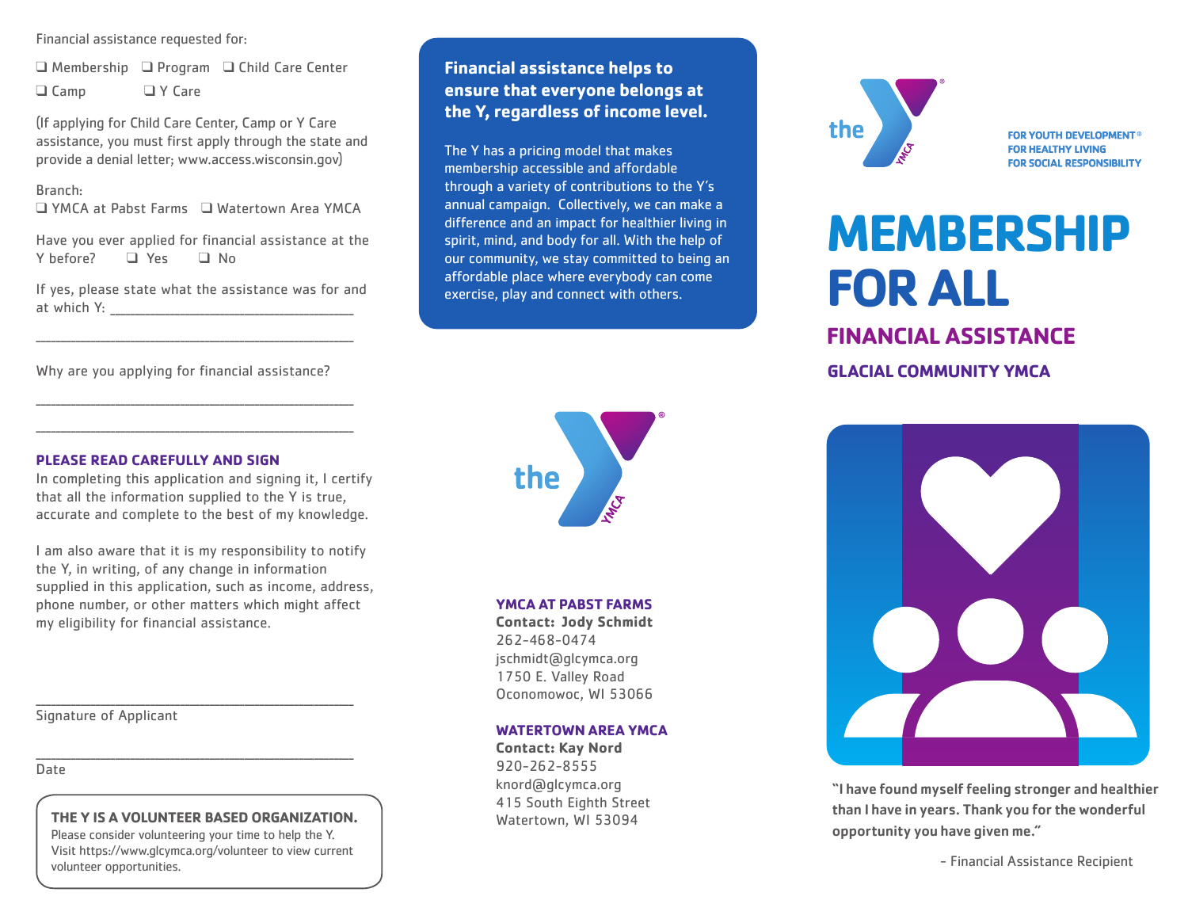Financial assistance requested for:

❑ Membership ❑ Program ❑ Child Care Center

❑ Camp ❑ Y Care

(If applying for Child Care Center, Camp or Y Care assistance, you must first apply through the state and provide a denial letter; www.access.wisconsin.gov)

Branch:

❑ YMCA at Pabst Farms ❑ Watertown Area YMCA

Have you ever applied for financial assistance at the Y before? ❑ Yes ❑ No

If yes, please state what the assistance was for and at which Y: ___________________________________

_______________________________________________

Why are you applying for financial assistance?

_______________________________________________

_______________________________________________

### PLEASE READ CAREFULLY AND SIGN

In completing this application and signing it, I certify that all the information supplied to the Y is true, accurate and complete to the best of my knowledge.

I am also aware that it is my responsibility to notify the Y, in writing, of any change in information supplied in this application, such as income, address, phone number, or other matters which might affect my eligibility for financial assistance.

_______________________________________________

Signature of Applicant

_______________________________________________

Date

**THE Y IS A VOLUNTEER BASED ORGANIZATION.**

Please consider volunteering your time to help the Y. Visit https://www.glcymca.org/volunteer to view current volunteer opportunities.

## Financial assistance helps to ensure that everyone belongs at the Y, regardless of income level.

The Y has a pricing model that makes membership accessible and affordable through a variety of contributions to the Y's annual campaign. Collectively, we can make a difference and an impact for healthier living in spirit, mind, and body for all. With the help of our community, we stay committed to being an affordable place where everybody can come exercise, play and connect with others.

the YMCA

### YMCA AT PABST FARMS

**Contact: Jody Schmidt**
262-468-0474
jschmidt@glcymca.org
1750 E. Valley Road
Oconomowoc, WI 53066

### WATERTOWN AREA YMCA

**Contact: Kay Nord**
920-262-8555
knord@glcymca.org
415 South Eighth Street
Watertown, WI 53094

the YMCA

FOR YOUTH DEVELOPMENT®
FOR HEALTHY LIVING
FOR SOCIAL RESPONSIBILITY

# MEMBERSHIP FOR ALL

## FINANCIAL ASSISTANCE

### GLACIAL COMMUNITY YMCA

**"I have found myself feeling stronger and healthier than I have in years. Thank you for the wonderful opportunity you have given me."**

- Financial Assistance Recipient